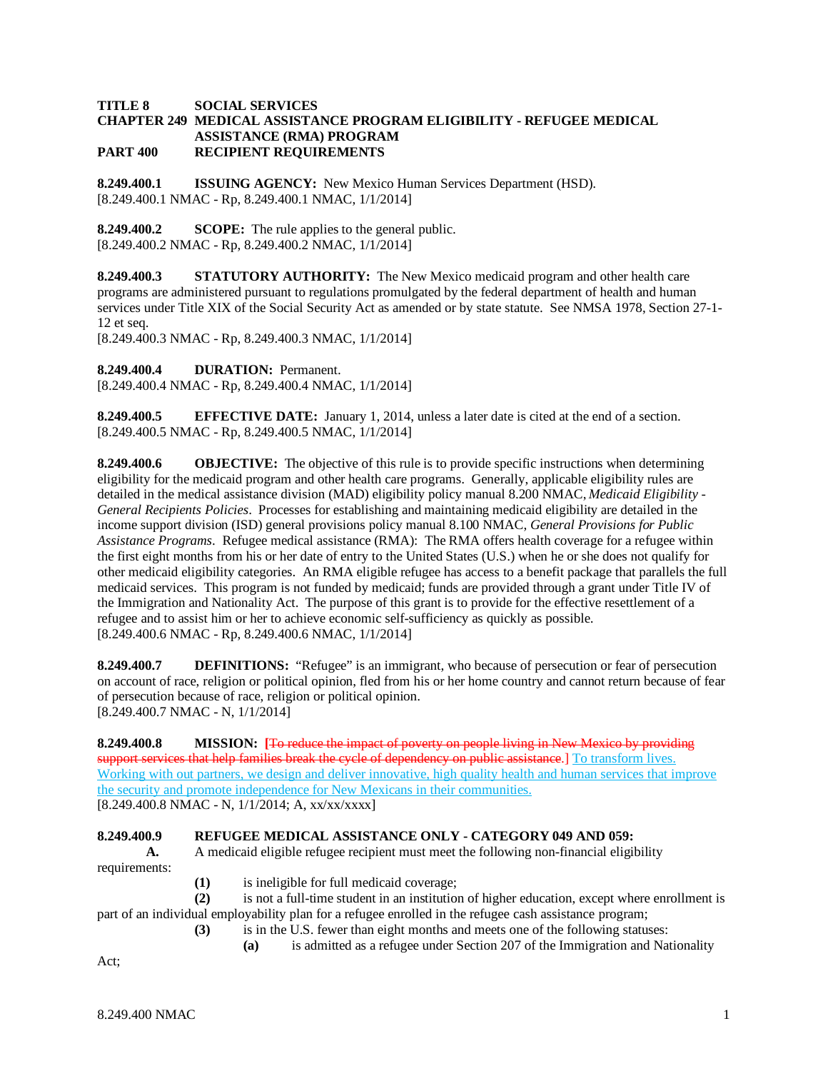**TITLE 8 SOCIAL SERVICES**
**CHAPTER 249 MEDICAL ASSISTANCE PROGRAM ELIGIBILITY - REFUGEE MEDICAL ASSISTANCE (RMA) PROGRAM**
**PART 400 RECIPIENT REQUIREMENTS**

**8.249.400.1 ISSUING AGENCY:** New Mexico Human Services Department (HSD).
[8.249.400.1 NMAC - Rp, 8.249.400.1 NMAC, 1/1/2014]

**8.249.400.2 SCOPE:** The rule applies to the general public.
[8.249.400.2 NMAC - Rp, 8.249.400.2 NMAC, 1/1/2014]

**8.249.400.3 STATUTORY AUTHORITY:** The New Mexico medicaid program and other health care programs are administered pursuant to regulations promulgated by the federal department of health and human services under Title XIX of the Social Security Act as amended or by state statute. See NMSA 1978, Section 27-1-12 et seq.
[8.249.400.3 NMAC - Rp, 8.249.400.3 NMAC, 1/1/2014]

**8.249.400.4 DURATION:** Permanent.
[8.249.400.4 NMAC - Rp, 8.249.400.4 NMAC, 1/1/2014]

**8.249.400.5 EFFECTIVE DATE:** January 1, 2014, unless a later date is cited at the end of a section.
[8.249.400.5 NMAC - Rp, 8.249.400.5 NMAC, 1/1/2014]

**8.249.400.6 OBJECTIVE:** The objective of this rule is to provide specific instructions when determining eligibility for the medicaid program and other health care programs. Generally, applicable eligibility rules are detailed in the medical assistance division (MAD) eligibility policy manual 8.200 NMAC, *Medicaid Eligibility - General Recipients Policies*. Processes for establishing and maintaining medicaid eligibility are detailed in the income support division (ISD) general provisions policy manual 8.100 NMAC, *General Provisions for Public Assistance Programs*. Refugee medical assistance (RMA): The RMA offers health coverage for a refugee within the first eight months from his or her date of entry to the United States (U.S.) when he or she does not qualify for other medicaid eligibility categories. An RMA eligible refugee has access to a benefit package that parallels the full medicaid services. This program is not funded by medicaid; funds are provided through a grant under Title IV of the Immigration and Nationality Act. The purpose of this grant is to provide for the effective resettlement of a refugee and to assist him or her to achieve economic self-sufficiency as quickly as possible.
[8.249.400.6 NMAC - Rp, 8.249.400.6 NMAC, 1/1/2014]

**8.249.400.7 DEFINITIONS:** "Refugee" is an immigrant, who because of persecution or fear of persecution on account of race, religion or political opinion, fled from his or her home country and cannot return because of fear of persecution because of race, religion or political opinion.
[8.249.400.7 NMAC - N, 1/1/2014]

**8.249.400.8 MISSION:** [~~To reduce the impact of poverty on people living in New Mexico by providing support services that help families break the cycle of dependency on public assistance.~~] To transform lives. Working with out partners, we design and deliver innovative, high quality health and human services that improve the security and promote independence for New Mexicans in their communities.
[8.249.400.8 NMAC - N, 1/1/2014; A, xx/xx/xxxx]

**8.249.400.9 REFUGEE MEDICAL ASSISTANCE ONLY - CATEGORY 049 AND 059:**

**A.** A medicaid eligible refugee recipient must meet the following non-financial eligibility requirements:

**(1)** is ineligible for full medicaid coverage;

**(2)** is not a full-time student in an institution of higher education, except where enrollment is part of an individual employability plan for a refugee enrolled in the refugee cash assistance program;

**(3)** is in the U.S. fewer than eight months and meets one of the following statuses:

**(a)** is admitted as a refugee under Section 207 of the Immigration and Nationality Act;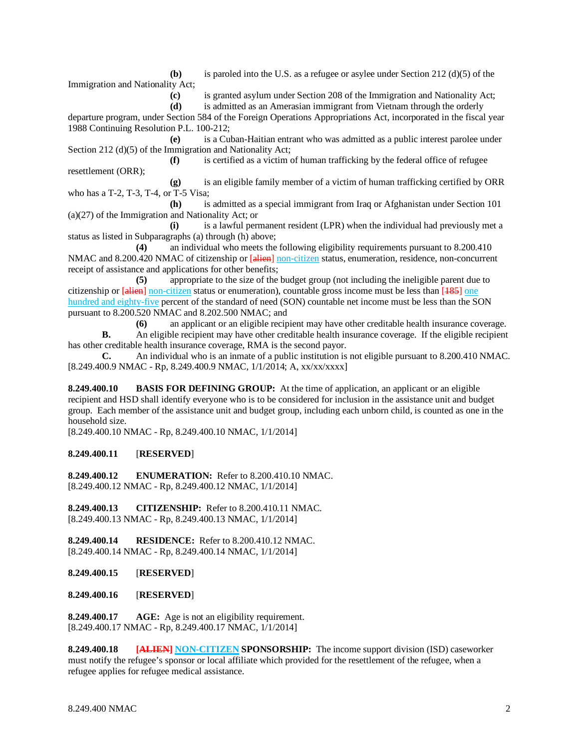**(b)** is paroled into the U.S. as a refugee or asylee under Section 212 (d)(5) of the Immigration and Nationality Act;

**(c)** is granted asylum under Section 208 of the Immigration and Nationality Act;

**(d)** is admitted as an Amerasian immigrant from Vietnam through the orderly departure program, under Section 584 of the Foreign Operations Appropriations Act, incorporated in the fiscal year 1988 Continuing Resolution P.L. 100-212;

**(e)** is a Cuban-Haitian entrant who was admitted as a public interest parolee under Section 212 (d)(5) of the Immigration and Nationality Act;

**(f)** is certified as a victim of human trafficking by the federal office of refugee resettlement (ORR);

**(g)** is an eligible family member of a victim of human trafficking certified by ORR who has a T-2, T-3, T-4, or T-5 Visa;

**(h)** is admitted as a special immigrant from Iraq or Afghanistan under Section 101 (a)(27) of the Immigration and Nationality Act; or

**(i)** is a lawful permanent resident (LPR) when the individual had previously met a status as listed in Subparagraphs (a) through (h) above;

**(4)** an individual who meets the following eligibility requirements pursuant to 8.200.410 NMAC and 8.200.420 NMAC of citizenship or ~~[alien]~~ non-citizen status, enumeration, residence, non-concurrent receipt of assistance and applications for other benefits;

**(5)** appropriate to the size of the budget group (not including the ineligible parent due to citizenship or ~~[alien]~~ non-citizen status or enumeration), countable gross income must be less than ~~[185]~~ one hundred and eighty-five percent of the standard of need (SON) countable net income must be less than the SON pursuant to 8.200.520 NMAC and 8.202.500 NMAC; and

**(6)** an applicant or an eligible recipient may have other creditable health insurance coverage.

**B.** An eligible recipient may have other creditable health insurance coverage. If the eligible recipient has other creditable health insurance coverage, RMA is the second payor.

**C.** An individual who is an inmate of a public institution is not eligible pursuant to 8.200.410 NMAC.

[8.249.400.9 NMAC - Rp, 8.249.400.9 NMAC, 1/1/2014; A, xx/xx/xxxx]

**8.249.400.10 BASIS FOR DEFINING GROUP:** At the time of application, an applicant or an eligible recipient and HSD shall identify everyone who is to be considered for inclusion in the assistance unit and budget group. Each member of the assistance unit and budget group, including each unborn child, is counted as one in the household size.

[8.249.400.10 NMAC - Rp, 8.249.400.10 NMAC, 1/1/2014]

**8.249.400.11** [**RESERVED**]

**8.249.400.12 ENUMERATION:** Refer to 8.200.410.10 NMAC.

[8.249.400.12 NMAC - Rp, 8.249.400.12 NMAC, 1/1/2014]

**8.249.400.13 CITIZENSHIP:** Refer to 8.200.410.11 NMAC.

[8.249.400.13 NMAC - Rp, 8.249.400.13 NMAC, 1/1/2014]

**8.249.400.14 RESIDENCE:** Refer to 8.200.410.12 NMAC.

[8.249.400.14 NMAC - Rp, 8.249.400.14 NMAC, 1/1/2014]

**8.249.400.15** [**RESERVED**]

**8.249.400.16** [**RESERVED**]

**8.249.400.17 AGE:** Age is not an eligibility requirement.

[8.249.400.17 NMAC - Rp, 8.249.400.17 NMAC, 1/1/2014]

**8.249.400.18 ~~[ALIEN]~~ NON-CITIZEN SPONSORSHIP:** The income support division (ISD) caseworker must notify the refugee's sponsor or local affiliate which provided for the resettlement of the refugee, when a refugee applies for refugee medical assistance.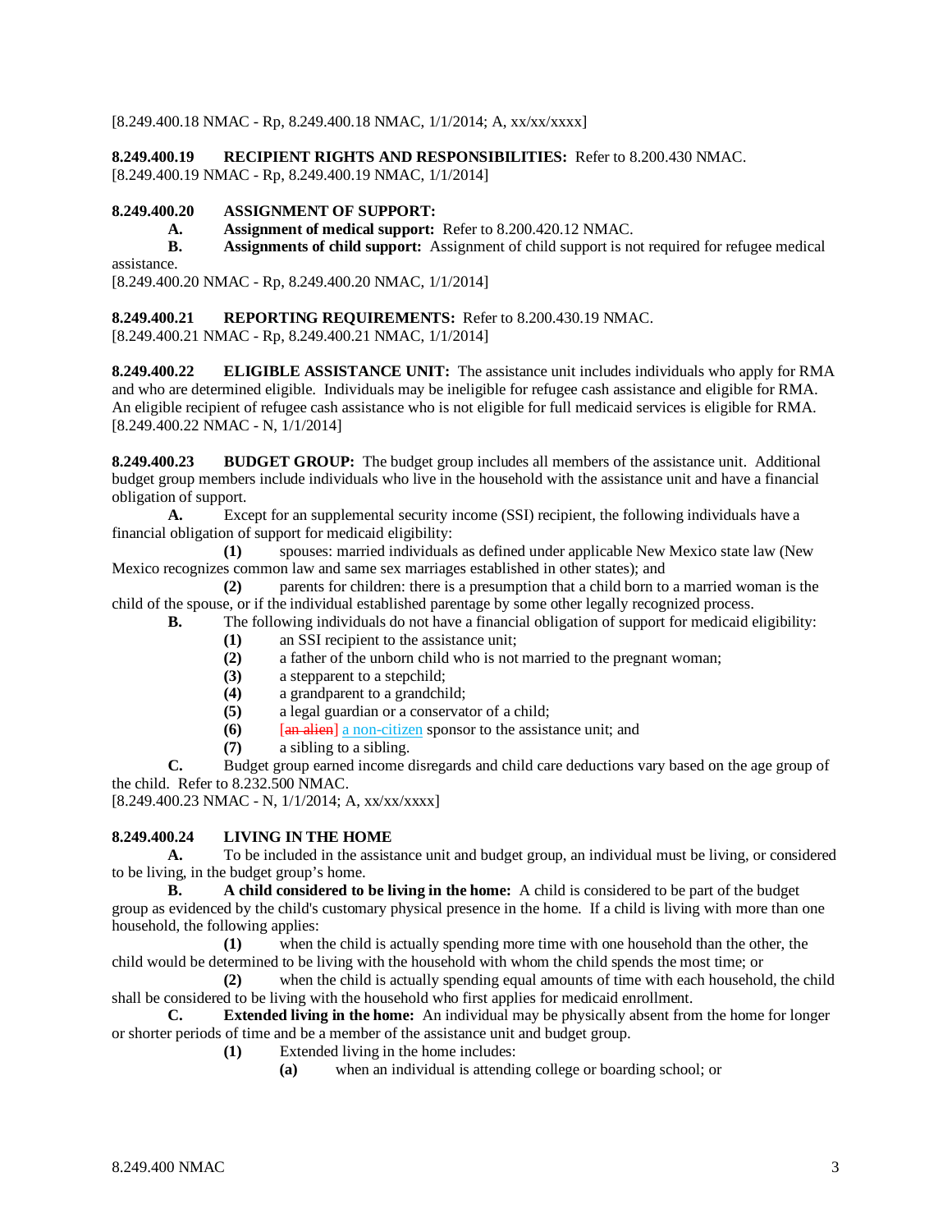[8.249.400.18 NMAC - Rp, 8.249.400.18 NMAC, 1/1/2014; A, xx/xx/xxxx]

**8.249.400.19 RECIPIENT RIGHTS AND RESPONSIBILITIES:** Refer to 8.200.430 NMAC.
[8.249.400.19 NMAC - Rp, 8.249.400.19 NMAC, 1/1/2014]

**8.249.400.20 ASSIGNMENT OF SUPPORT:**

**A. Assignment of medical support:** Refer to 8.200.420.12 NMAC.

**B. Assignments of child support:** Assignment of child support is not required for refugee medical assistance.

[8.249.400.20 NMAC - Rp, 8.249.400.20 NMAC, 1/1/2014]

**8.249.400.21 REPORTING REQUIREMENTS:** Refer to 8.200.430.19 NMAC.
[8.249.400.21 NMAC - Rp, 8.249.400.21 NMAC, 1/1/2014]

**8.249.400.22 ELIGIBLE ASSISTANCE UNIT:** The assistance unit includes individuals who apply for RMA and who are determined eligible. Individuals may be ineligible for refugee cash assistance and eligible for RMA. An eligible recipient of refugee cash assistance who is not eligible for full medicaid services is eligible for RMA.
[8.249.400.22 NMAC - N, 1/1/2014]

**8.249.400.23 BUDGET GROUP:** The budget group includes all members of the assistance unit. Additional budget group members include individuals who live in the household with the assistance unit and have a financial obligation of support.

**A.** Except for an supplemental security income (SSI) recipient, the following individuals have a financial obligation of support for medicaid eligibility:

**(1)** spouses: married individuals as defined under applicable New Mexico state law (New Mexico recognizes common law and same sex marriages established in other states); and

**(2)** parents for children: there is a presumption that a child born to a married woman is the child of the spouse, or if the individual established parentage by some other legally recognized process.

**B.** The following individuals do not have a financial obligation of support for medicaid eligibility:

**(1)** an SSI recipient to the assistance unit;

**(2)** a father of the unborn child who is not married to the pregnant woman;

**(3)** a stepparent to a stepchild;

**(4)** a grandparent to a grandchild;

**(5)** a legal guardian or a conservator of a child;

**(6)** [~~an alien~~] a non-citizen sponsor to the assistance unit; and

**(7)** a sibling to a sibling.

**C.** Budget group earned income disregards and child care deductions vary based on the age group of the child. Refer to 8.232.500 NMAC.

[8.249.400.23 NMAC - N, 1/1/2014; A, xx/xx/xxxx]

**8.249.400.24 LIVING IN THE HOME**

**A.** To be included in the assistance unit and budget group, an individual must be living, or considered to be living, in the budget group's home.

**B. A child considered to be living in the home:** A child is considered to be part of the budget group as evidenced by the child's customary physical presence in the home. If a child is living with more than one household, the following applies:

**(1)** when the child is actually spending more time with one household than the other, the child would be determined to be living with the household with whom the child spends the most time; or

**(2)** when the child is actually spending equal amounts of time with each household, the child shall be considered to be living with the household who first applies for medicaid enrollment.

**C. Extended living in the home:** An individual may be physically absent from the home for longer or shorter periods of time and be a member of the assistance unit and budget group.

**(1)** Extended living in the home includes:

**(a)** when an individual is attending college or boarding school; or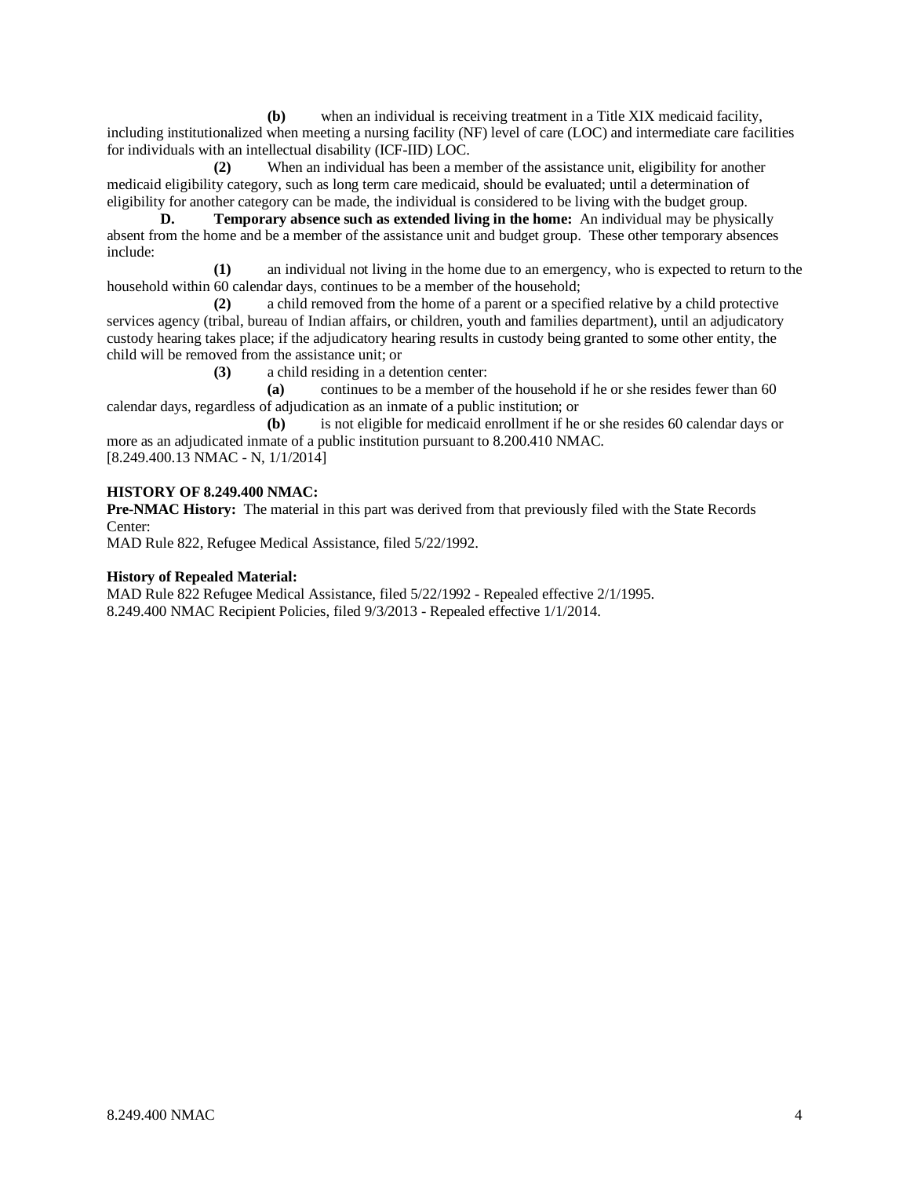**(b)** when an individual is receiving treatment in a Title XIX medicaid facility, including institutionalized when meeting a nursing facility (NF) level of care (LOC) and intermediate care facilities for individuals with an intellectual disability (ICF-IID) LOC.

**(2)** When an individual has been a member of the assistance unit, eligibility for another medicaid eligibility category, such as long term care medicaid, should be evaluated; until a determination of eligibility for another category can be made, the individual is considered to be living with the budget group.

**D. Temporary absence such as extended living in the home:** An individual may be physically absent from the home and be a member of the assistance unit and budget group. These other temporary absences include:

**(1)** an individual not living in the home due to an emergency, who is expected to return to the household within 60 calendar days, continues to be a member of the household;

**(2)** a child removed from the home of a parent or a specified relative by a child protective services agency (tribal, bureau of Indian affairs, or children, youth and families department), until an adjudicatory custody hearing takes place; if the adjudicatory hearing results in custody being granted to some other entity, the child will be removed from the assistance unit; or

**(3)** a child residing in a detention center:

**(a)** continues to be a member of the household if he or she resides fewer than 60 calendar days, regardless of adjudication as an inmate of a public institution; or

**(b)** is not eligible for medicaid enrollment if he or she resides 60 calendar days or more as an adjudicated inmate of a public institution pursuant to 8.200.410 NMAC.

[8.249.400.13 NMAC - N, 1/1/2014]

**HISTORY OF 8.249.400 NMAC:**

**Pre-NMAC History:** The material in this part was derived from that previously filed with the State Records Center:

MAD Rule 822, Refugee Medical Assistance, filed 5/22/1992.

**History of Repealed Material:**

MAD Rule 822 Refugee Medical Assistance, filed 5/22/1992 - Repealed effective 2/1/1995.

8.249.400 NMAC Recipient Policies, filed 9/3/2013 - Repealed effective 1/1/2014.